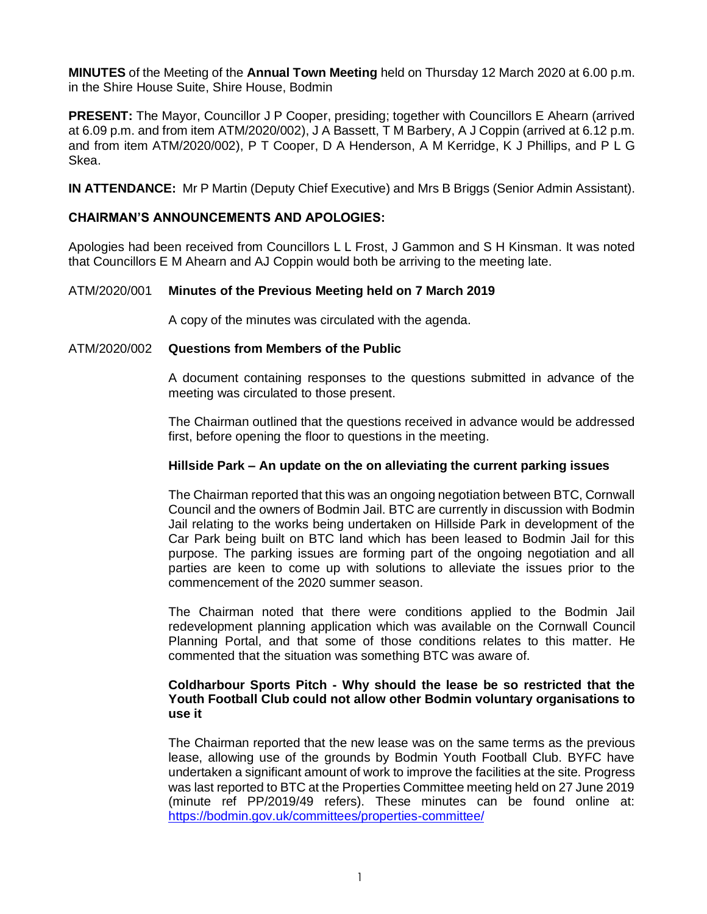**MINUTES** of the Meeting of the **Annual Town Meeting** held on Thursday 12 March 2020 at 6.00 p.m. in the Shire House Suite, Shire House, Bodmin

**PRESENT:** The Mayor, Councillor J P Cooper, presiding; together with Councillors E Ahearn (arrived at 6.09 p.m. and from item ATM/2020/002), J A Bassett, T M Barbery, A J Coppin (arrived at 6.12 p.m. and from item ATM/2020/002), P T Cooper, D A Henderson, A M Kerridge, K J Phillips, and P L G Skea.

**IN ATTENDANCE:** Mr P Martin (Deputy Chief Executive) and Mrs B Briggs (Senior Admin Assistant).

## CHAIRMAN'S ANNOUNCEMENTS AND APOLOGIES:

Apologies had been received from Councillors L L Frost, J Gammon and S H Kinsman. It was noted that Councillors E M Ahearn and AJ Coppin would both be arriving to the meeting late.

### ATM/2020/001 **Minutes of the Previous Meeting held on 7 March 2019**

A copy of the minutes was circulated with the agenda.

### ATM/2020/002 **Questions from Members of the Public**

A document containing responses to the questions submitted in advance of the meeting was circulated to those present.

The Chairman outlined that the questions received in advance would be addressed first, before opening the floor to questions in the meeting.

**Hillside Park – An update on the on alleviating the current parking issues**

The Chairman reported that this was an ongoing negotiation between BTC, Cornwall Council and the owners of Bodmin Jail. BTC are currently in discussion with Bodmin Jail relating to the works being undertaken on Hillside Park in development of the Car Park being built on BTC land which has been leased to Bodmin Jail for this purpose. The parking issues are forming part of the ongoing negotiation and all parties are keen to come up with solutions to alleviate the issues prior to the commencement of the 2020 summer season.

The Chairman noted that there were conditions applied to the Bodmin Jail redevelopment planning application which was available on the Cornwall Council Planning Portal, and that some of those conditions relates to this matter. He commented that the situation was something BTC was aware of.

**Coldharbour Sports Pitch - Why should the lease be so restricted that the Youth Football Club could not allow other Bodmin voluntary organisations to use it**

The Chairman reported that the new lease was on the same terms as the previous lease, allowing use of the grounds by Bodmin Youth Football Club. BYFC have undertaken a significant amount of work to improve the facilities at the site. Progress was last reported to BTC at the Properties Committee meeting held on 27 June 2019 (minute ref PP/2019/49 refers). These minutes can be found online at: https://bodmin.gov.uk/committees/properties-committee/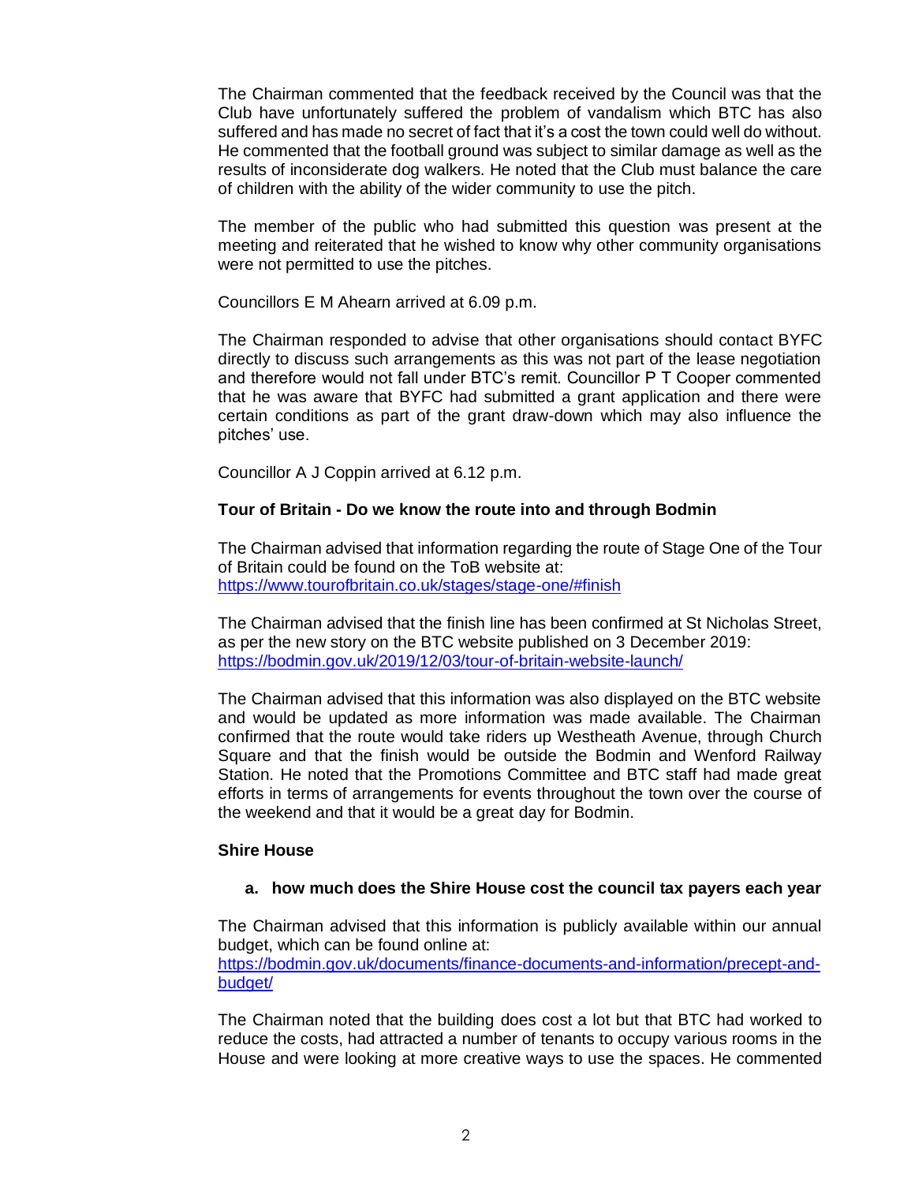The Chairman commented that the feedback received by the Council was that the Club have unfortunately suffered the problem of vandalism which BTC has also suffered and has made no secret of fact that it's a cost the town could well do without. He commented that the football ground was subject to similar damage as well as the results of inconsiderate dog walkers. He noted that the Club must balance the care of children with the ability of the wider community to use the pitch.

The member of the public who had submitted this question was present at the meeting and reiterated that he wished to know why other community organisations were not permitted to use the pitches.

Councillors E M Ahearn arrived at 6.09 p.m.

The Chairman responded to advise that other organisations should contact BYFC directly to discuss such arrangements as this was not part of the lease negotiation and therefore would not fall under BTC's remit. Councillor P T Cooper commented that he was aware that BYFC had submitted a grant application and there were certain conditions as part of the grant draw-down which may also influence the pitches' use.

Councillor A J Coppin arrived at 6.12 p.m.

**Tour of Britain - Do we know the route into and through Bodmin**

The Chairman advised that information regarding the route of Stage One of the Tour of Britain could be found on the ToB website at:
https://www.tourofbritain.co.uk/stages/stage-one/#finish

The Chairman advised that the finish line has been confirmed at St Nicholas Street, as per the new story on the BTC website published on 3 December 2019:
https://bodmin.gov.uk/2019/12/03/tour-of-britain-website-launch/

The Chairman advised that this information was also displayed on the BTC website and would be updated as more information was made available. The Chairman confirmed that the route would take riders up Westheath Avenue, through Church Square and that the finish would be outside the Bodmin and Wenford Railway Station. He noted that the Promotions Committee and BTC staff had made great efforts in terms of arrangements for events throughout the town over the course of the weekend and that it would be a great day for Bodmin.

**Shire House**

**a. how much does the Shire House cost the council tax payers each year**

The Chairman advised that this information is publicly available within our annual budget, which can be found online at:
https://bodmin.gov.uk/documents/finance-documents-and-information/precept-and-budget/

The Chairman noted that the building does cost a lot but that BTC had worked to reduce the costs, had attracted a number of tenants to occupy various rooms in the House and were looking at more creative ways to use the spaces. He commented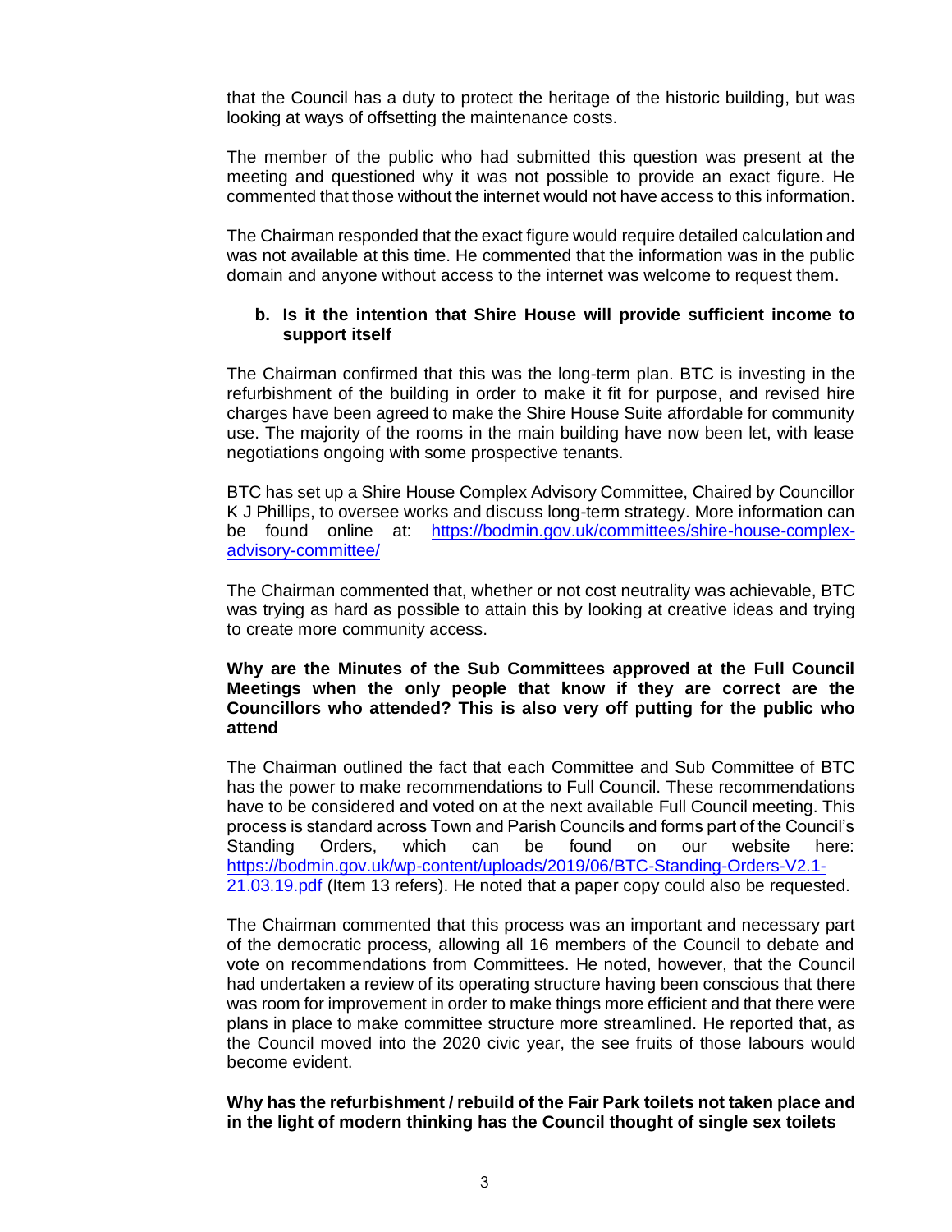that the Council has a duty to protect the heritage of the historic building, but was looking at ways of offsetting the maintenance costs.

The member of the public who had submitted this question was present at the meeting and questioned why it was not possible to provide an exact figure. He commented that those without the internet would not have access to this information.

The Chairman responded that the exact figure would require detailed calculation and was not available at this time. He commented that the information was in the public domain and anyone without access to the internet was welcome to request them.

**b. Is it the intention that Shire House will provide sufficient income to support itself**

The Chairman confirmed that this was the long-term plan. BTC is investing in the refurbishment of the building in order to make it fit for purpose, and revised hire charges have been agreed to make the Shire House Suite affordable for community use. The majority of the rooms in the main building have now been let, with lease negotiations ongoing with some prospective tenants.

BTC has set up a Shire House Complex Advisory Committee, Chaired by Councillor K J Phillips, to oversee works and discuss long-term strategy. More information can be found online at: [https://bodmin.gov.uk/committees/shire-house-complex-advisory-committee/](https://bodmin.gov.uk/committees/shire-house-complex-advisory-committee/)

The Chairman commented that, whether or not cost neutrality was achievable, BTC was trying as hard as possible to attain this by looking at creative ideas and trying to create more community access.

**Why are the Minutes of the Sub Committees approved at the Full Council Meetings when the only people that know if they are correct are the Councillors who attended? This is also very off putting for the public who attend**

The Chairman outlined the fact that each Committee and Sub Committee of BTC has the power to make recommendations to Full Council. These recommendations have to be considered and voted on at the next available Full Council meeting. This process is standard across Town and Parish Councils and forms part of the Council's Standing Orders, which can be found on our website here: [https://bodmin.gov.uk/wp-content/uploads/2019/06/BTC-Standing-Orders-V2.1-21.03.19.pdf](https://bodmin.gov.uk/wp-content/uploads/2019/06/BTC-Standing-Orders-V2.1-21.03.19.pdf) (Item 13 refers). He noted that a paper copy could also be requested.

The Chairman commented that this process was an important and necessary part of the democratic process, allowing all 16 members of the Council to debate and vote on recommendations from Committees. He noted, however, that the Council had undertaken a review of its operating structure having been conscious that there was room for improvement in order to make things more efficient and that there were plans in place to make committee structure more streamlined. He reported that, as the Council moved into the 2020 civic year, the see fruits of those labours would become evident.

**Why has the refurbishment / rebuild of the Fair Park toilets not taken place and in the light of modern thinking has the Council thought of single sex toilets**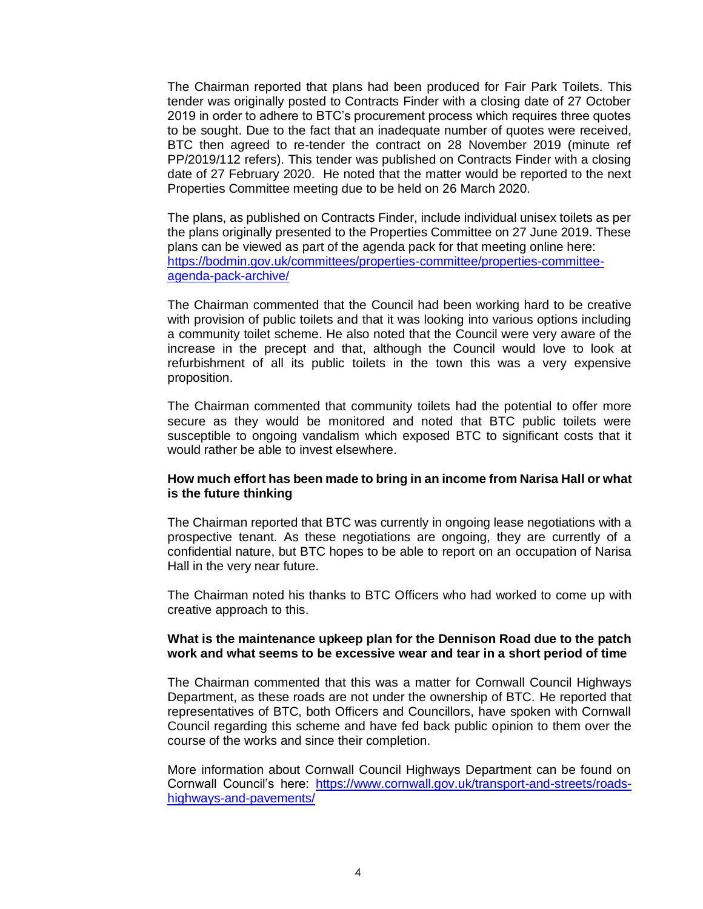The Chairman reported that plans had been produced for Fair Park Toilets. This tender was originally posted to Contracts Finder with a closing date of 27 October 2019 in order to adhere to BTC's procurement process which requires three quotes to be sought. Due to the fact that an inadequate number of quotes were received, BTC then agreed to re-tender the contract on 28 November 2019 (minute ref PP/2019/112 refers). This tender was published on Contracts Finder with a closing date of 27 February 2020. He noted that the matter would be reported to the next Properties Committee meeting due to be held on 26 March 2020.

The plans, as published on Contracts Finder, include individual unisex toilets as per the plans originally presented to the Properties Committee on 27 June 2019. These plans can be viewed as part of the agenda pack for that meeting online here: [https://bodmin.gov.uk/committees/properties-committee/properties-committee-agenda-pack-archive/](https://bodmin.gov.uk/committees/properties-committee/properties-committee-agenda-pack-archive/)

The Chairman commented that the Council had been working hard to be creative with provision of public toilets and that it was looking into various options including a community toilet scheme. He also noted that the Council were very aware of the increase in the precept and that, although the Council would love to look at refurbishment of all its public toilets in the town this was a very expensive proposition.

The Chairman commented that community toilets had the potential to offer more secure as they would be monitored and noted that BTC public toilets were susceptible to ongoing vandalism which exposed BTC to significant costs that it would rather be able to invest elsewhere.

**How much effort has been made to bring in an income from Narisa Hall or what is the future thinking**

The Chairman reported that BTC was currently in ongoing lease negotiations with a prospective tenant. As these negotiations are ongoing, they are currently of a confidential nature, but BTC hopes to be able to report on an occupation of Narisa Hall in the very near future.

The Chairman noted his thanks to BTC Officers who had worked to come up with creative approach to this.

**What is the maintenance upkeep plan for the Dennison Road due to the patch work and what seems to be excessive wear and tear in a short period of time**

The Chairman commented that this was a matter for Cornwall Council Highways Department, as these roads are not under the ownership of BTC. He reported that representatives of BTC, both Officers and Councillors, have spoken with Cornwall Council regarding this scheme and have fed back public opinion to them over the course of the works and since their completion.

More information about Cornwall Council Highways Department can be found on Cornwall Council's here: [https://www.cornwall.gov.uk/transport-and-streets/roads-highways-and-pavements/](https://www.cornwall.gov.uk/transport-and-streets/roads-highways-and-pavements/)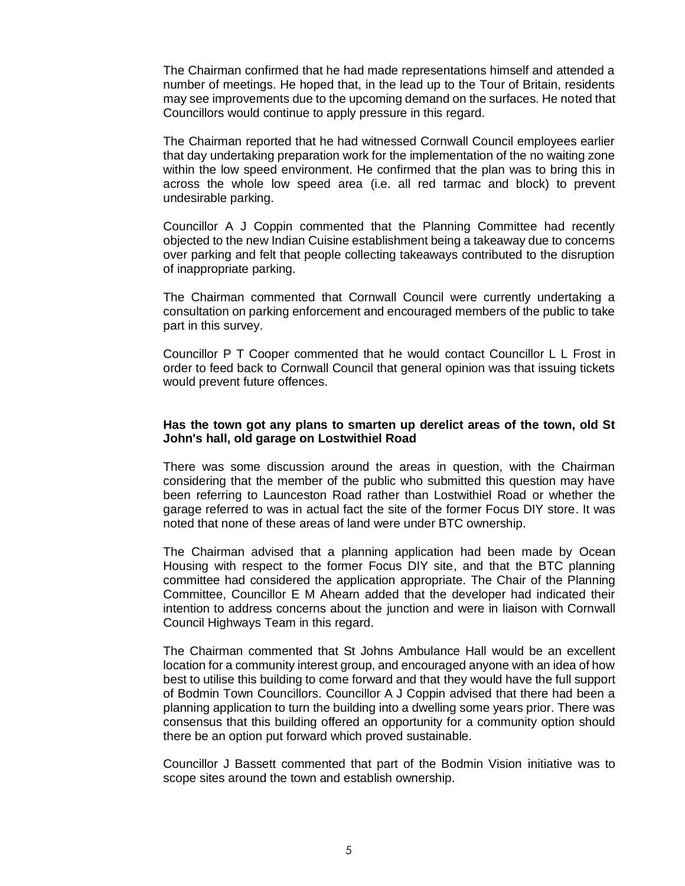The Chairman confirmed that he had made representations himself and attended a number of meetings. He hoped that, in the lead up to the Tour of Britain, residents may see improvements due to the upcoming demand on the surfaces. He noted that Councillors would continue to apply pressure in this regard.

The Chairman reported that he had witnessed Cornwall Council employees earlier that day undertaking preparation work for the implementation of the no waiting zone within the low speed environment. He confirmed that the plan was to bring this in across the whole low speed area (i.e. all red tarmac and block) to prevent undesirable parking.

Councillor A J Coppin commented that the Planning Committee had recently objected to the new Indian Cuisine establishment being a takeaway due to concerns over parking and felt that people collecting takeaways contributed to the disruption of inappropriate parking.

The Chairman commented that Cornwall Council were currently undertaking a consultation on parking enforcement and encouraged members of the public to take part in this survey.

Councillor P T Cooper commented that he would contact Councillor L L Frost in order to feed back to Cornwall Council that general opinion was that issuing tickets would prevent future offences.

**Has the town got any plans to smarten up derelict areas of the town, old St John's hall, old garage on Lostwithiel Road**

There was some discussion around the areas in question, with the Chairman considering that the member of the public who submitted this question may have been referring to Launceston Road rather than Lostwithiel Road or whether the garage referred to was in actual fact the site of the former Focus DIY store. It was noted that none of these areas of land were under BTC ownership.

The Chairman advised that a planning application had been made by Ocean Housing with respect to the former Focus DIY site, and that the BTC planning committee had considered the application appropriate. The Chair of the Planning Committee, Councillor E M Ahearn added that the developer had indicated their intention to address concerns about the junction and were in liaison with Cornwall Council Highways Team in this regard.

The Chairman commented that St Johns Ambulance Hall would be an excellent location for a community interest group, and encouraged anyone with an idea of how best to utilise this building to come forward and that they would have the full support of Bodmin Town Councillors. Councillor A J Coppin advised that there had been a planning application to turn the building into a dwelling some years prior. There was consensus that this building offered an opportunity for a community option should there be an option put forward which proved sustainable.

Councillor J Bassett commented that part of the Bodmin Vision initiative was to scope sites around the town and establish ownership.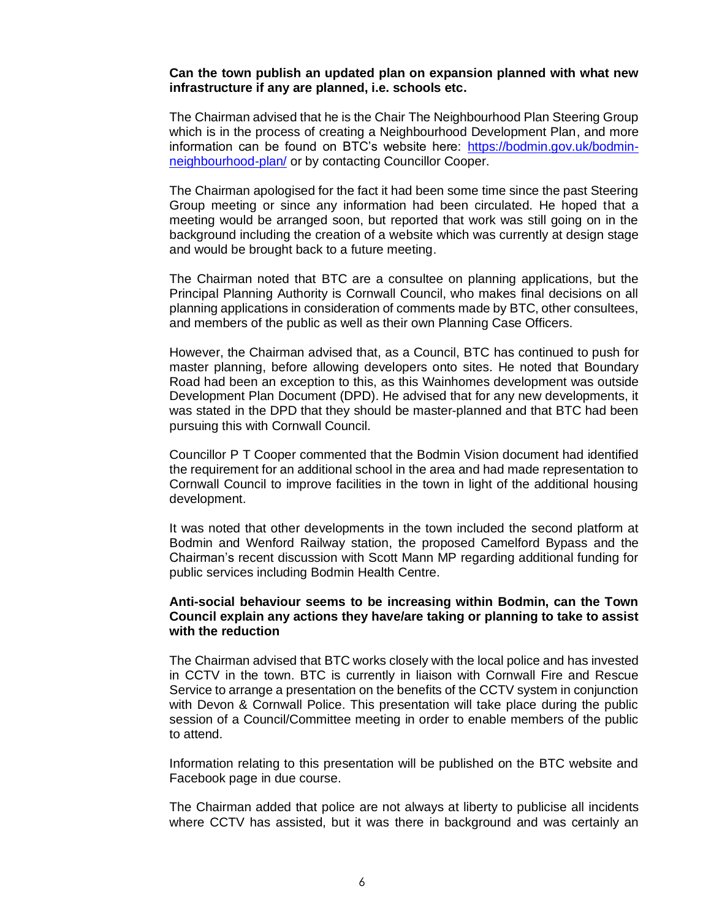**Can the town publish an updated plan on expansion planned with what new infrastructure if any are planned, i.e. schools etc.**

The Chairman advised that he is the Chair The Neighbourhood Plan Steering Group which is in the process of creating a Neighbourhood Development Plan, and more information can be found on BTC's website here: [https://bodmin.gov.uk/bodmin-neighbourhood-plan/](https://bodmin.gov.uk/bodmin-neighbourhood-plan/) or by contacting Councillor Cooper.

The Chairman apologised for the fact it had been some time since the past Steering Group meeting or since any information had been circulated. He hoped that a meeting would be arranged soon, but reported that work was still going on in the background including the creation of a website which was currently at design stage and would be brought back to a future meeting.

The Chairman noted that BTC are a consultee on planning applications, but the Principal Planning Authority is Cornwall Council, who makes final decisions on all planning applications in consideration of comments made by BTC, other consultees, and members of the public as well as their own Planning Case Officers.

However, the Chairman advised that, as a Council, BTC has continued to push for master planning, before allowing developers onto sites. He noted that Boundary Road had been an exception to this, as this Wainhomes development was outside Development Plan Document (DPD). He advised that for any new developments, it was stated in the DPD that they should be master-planned and that BTC had been pursuing this with Cornwall Council.

Councillor P T Cooper commented that the Bodmin Vision document had identified the requirement for an additional school in the area and had made representation to Cornwall Council to improve facilities in the town in light of the additional housing development.

It was noted that other developments in the town included the second platform at Bodmin and Wenford Railway station, the proposed Camelford Bypass and the Chairman's recent discussion with Scott Mann MP regarding additional funding for public services including Bodmin Health Centre.

**Anti-social behaviour seems to be increasing within Bodmin, can the Town Council explain any actions they have/are taking or planning to take to assist with the reduction**

The Chairman advised that BTC works closely with the local police and has invested in CCTV in the town. BTC is currently in liaison with Cornwall Fire and Rescue Service to arrange a presentation on the benefits of the CCTV system in conjunction with Devon & Cornwall Police. This presentation will take place during the public session of a Council/Committee meeting in order to enable members of the public to attend.

Information relating to this presentation will be published on the BTC website and Facebook page in due course.

The Chairman added that police are not always at liberty to publicise all incidents where CCTV has assisted, but it was there in background and was certainly an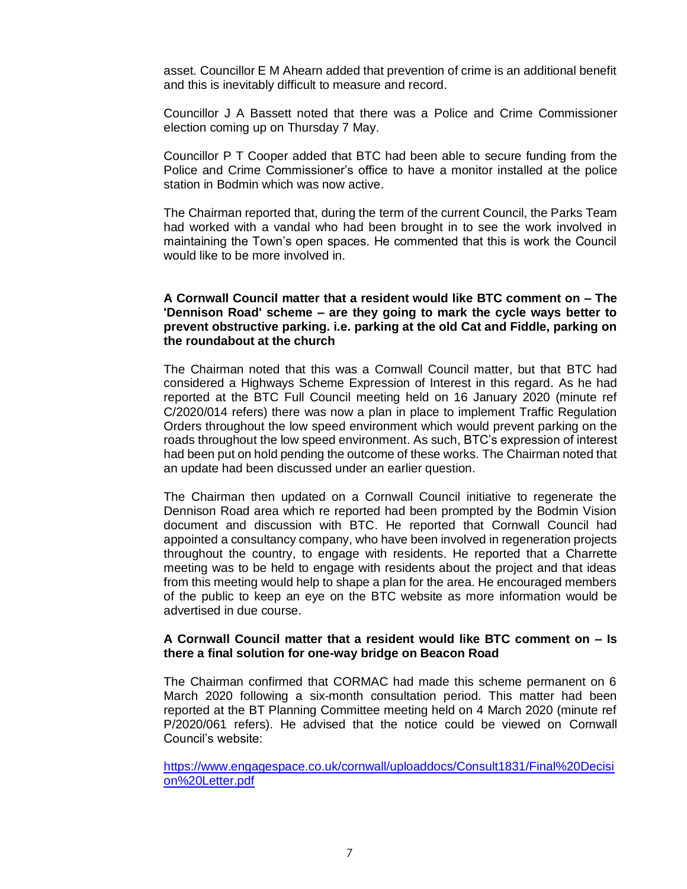asset. Councillor E M Ahearn added that prevention of crime is an additional benefit and this is inevitably difficult to measure and record.

Councillor J A Bassett noted that there was a Police and Crime Commissioner election coming up on Thursday 7 May.

Councillor P T Cooper added that BTC had been able to secure funding from the Police and Crime Commissioner's office to have a monitor installed at the police station in Bodmin which was now active.

The Chairman reported that, during the term of the current Council, the Parks Team had worked with a vandal who had been brought in to see the work involved in maintaining the Town's open spaces. He commented that this is work the Council would like to be more involved in.

**A Cornwall Council matter that a resident would like BTC comment on – The 'Dennison Road' scheme – are they going to mark the cycle ways better to prevent obstructive parking. i.e. parking at the old Cat and Fiddle, parking on the roundabout at the church**

The Chairman noted that this was a Cornwall Council matter, but that BTC had considered a Highways Scheme Expression of Interest in this regard. As he had reported at the BTC Full Council meeting held on 16 January 2020 (minute ref C/2020/014 refers) there was now a plan in place to implement Traffic Regulation Orders throughout the low speed environment which would prevent parking on the roads throughout the low speed environment. As such, BTC's expression of interest had been put on hold pending the outcome of these works. The Chairman noted that an update had been discussed under an earlier question.

The Chairman then updated on a Cornwall Council initiative to regenerate the Dennison Road area which re reported had been prompted by the Bodmin Vision document and discussion with BTC. He reported that Cornwall Council had appointed a consultancy company, who have been involved in regeneration projects throughout the country, to engage with residents. He reported that a Charrette meeting was to be held to engage with residents about the project and that ideas from this meeting would help to shape a plan for the area. He encouraged members of the public to keep an eye on the BTC website as more information would be advertised in due course.

**A Cornwall Council matter that a resident would like BTC comment on – Is there a final solution for one-way bridge on Beacon Road**

The Chairman confirmed that CORMAC had made this scheme permanent on 6 March 2020 following a six-month consultation period. This matter had been reported at the BT Planning Committee meeting held on 4 March 2020 (minute ref P/2020/061 refers). He advised that the notice could be viewed on Cornwall Council's website:

https://www.engagespace.co.uk/cornwall/uploaddocs/Consult1831/Final%20Decision%20Letter.pdf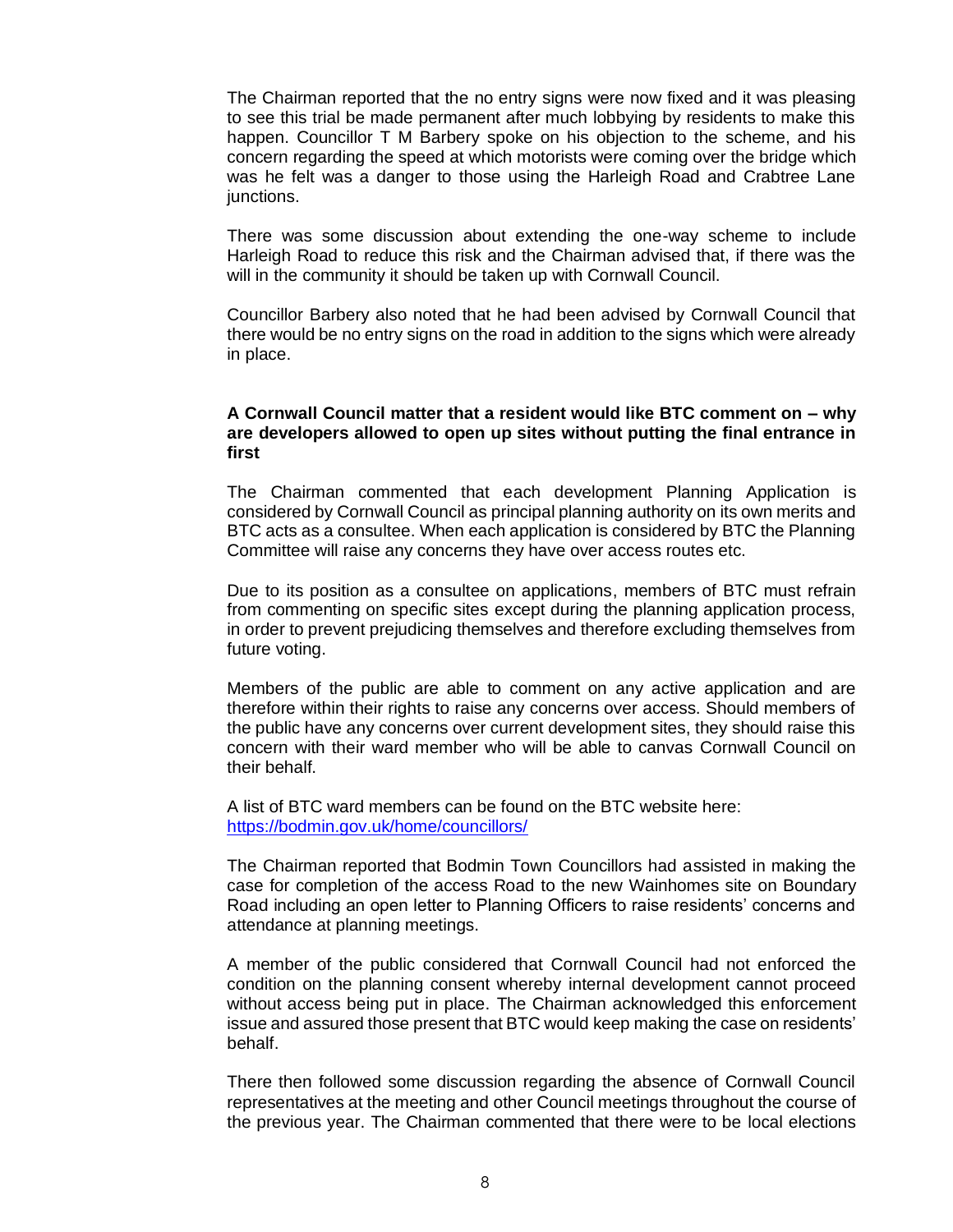The Chairman reported that the no entry signs were now fixed and it was pleasing to see this trial be made permanent after much lobbying by residents to make this happen. Councillor T M Barbery spoke on his objection to the scheme, and his concern regarding the speed at which motorists were coming over the bridge which was he felt was a danger to those using the Harleigh Road and Crabtree Lane junctions.

There was some discussion about extending the one-way scheme to include Harleigh Road to reduce this risk and the Chairman advised that, if there was the will in the community it should be taken up with Cornwall Council.

Councillor Barbery also noted that he had been advised by Cornwall Council that there would be no entry signs on the road in addition to the signs which were already in place.

**A Cornwall Council matter that a resident would like BTC comment on – why are developers allowed to open up sites without putting the final entrance in first**

The Chairman commented that each development Planning Application is considered by Cornwall Council as principal planning authority on its own merits and BTC acts as a consultee. When each application is considered by BTC the Planning Committee will raise any concerns they have over access routes etc.

Due to its position as a consultee on applications, members of BTC must refrain from commenting on specific sites except during the planning application process, in order to prevent prejudicing themselves and therefore excluding themselves from future voting.

Members of the public are able to comment on any active application and are therefore within their rights to raise any concerns over access. Should members of the public have any concerns over current development sites, they should raise this concern with their ward member who will be able to canvas Cornwall Council on their behalf.

A list of BTC ward members can be found on the BTC website here:
[https://bodmin.gov.uk/home/councillors/](https://bodmin.gov.uk/home/councillors/)

The Chairman reported that Bodmin Town Councillors had assisted in making the case for completion of the access Road to the new Wainhomes site on Boundary Road including an open letter to Planning Officers to raise residents' concerns and attendance at planning meetings.

A member of the public considered that Cornwall Council had not enforced the condition on the planning consent whereby internal development cannot proceed without access being put in place. The Chairman acknowledged this enforcement issue and assured those present that BTC would keep making the case on residents' behalf.

There then followed some discussion regarding the absence of Cornwall Council representatives at the meeting and other Council meetings throughout the course of the previous year. The Chairman commented that there were to be local elections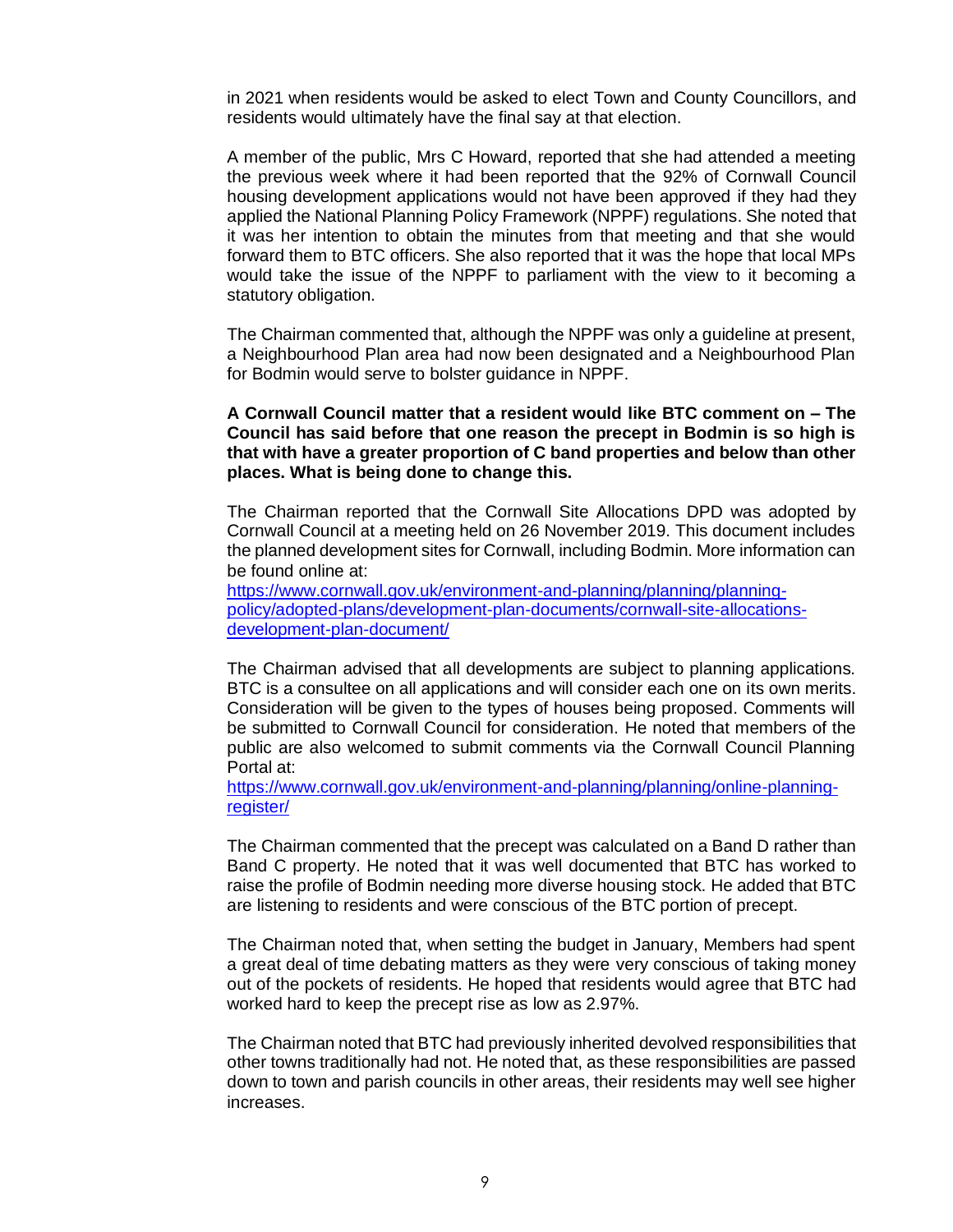in 2021 when residents would be asked to elect Town and County Councillors, and residents would ultimately have the final say at that election.

A member of the public, Mrs C Howard, reported that she had attended a meeting the previous week where it had been reported that the 92% of Cornwall Council housing development applications would not have been approved if they had they applied the National Planning Policy Framework (NPPF) regulations. She noted that it was her intention to obtain the minutes from that meeting and that she would forward them to BTC officers. She also reported that it was the hope that local MPs would take the issue of the NPPF to parliament with the view to it becoming a statutory obligation.

The Chairman commented that, although the NPPF was only a guideline at present, a Neighbourhood Plan area had now been designated and a Neighbourhood Plan for Bodmin would serve to bolster guidance in NPPF.

**A Cornwall Council matter that a resident would like BTC comment on – The Council has said before that one reason the precept in Bodmin is so high is that with have a greater proportion of C band properties and below than other places. What is being done to change this.**

The Chairman reported that the Cornwall Site Allocations DPD was adopted by Cornwall Council at a meeting held on 26 November 2019. This document includes the planned development sites for Cornwall, including Bodmin. More information can be found online at:
[https://www.cornwall.gov.uk/environment-and-planning/planning/planning-policy/adopted-plans/development-plan-documents/cornwall-site-allocations-development-plan-document/](https://www.cornwall.gov.uk/environment-and-planning/planning/planning-policy/adopted-plans/development-plan-documents/cornwall-site-allocations-development-plan-document/)

The Chairman advised that all developments are subject to planning applications. BTC is a consultee on all applications and will consider each one on its own merits. Consideration will be given to the types of houses being proposed. Comments will be submitted to Cornwall Council for consideration. He noted that members of the public are also welcomed to submit comments via the Cornwall Council Planning Portal at:
[https://www.cornwall.gov.uk/environment-and-planning/planning/online-planning-register/](https://www.cornwall.gov.uk/environment-and-planning/planning/online-planning-register/)

The Chairman commented that the precept was calculated on a Band D rather than Band C property. He noted that it was well documented that BTC has worked to raise the profile of Bodmin needing more diverse housing stock. He added that BTC are listening to residents and were conscious of the BTC portion of precept.

The Chairman noted that, when setting the budget in January, Members had spent a great deal of time debating matters as they were very conscious of taking money out of the pockets of residents. He hoped that residents would agree that BTC had worked hard to keep the precept rise as low as 2.97%.

The Chairman noted that BTC had previously inherited devolved responsibilities that other towns traditionally had not. He noted that, as these responsibilities are passed down to town and parish councils in other areas, their residents may well see higher increases.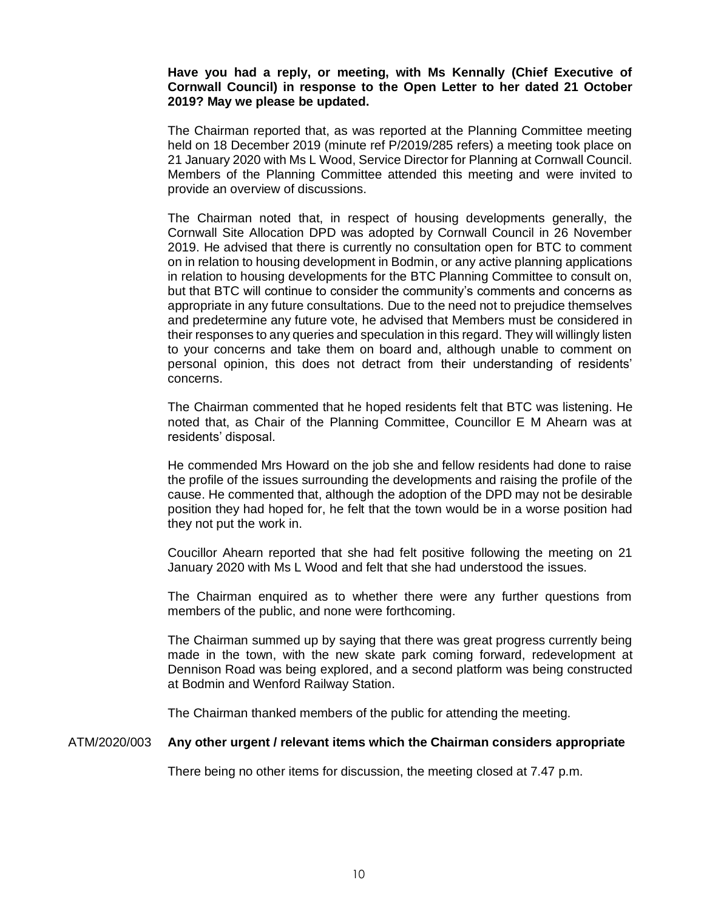**Have you had a reply, or meeting, with Ms Kennally (Chief Executive of Cornwall Council) in response to the Open Letter to her dated 21 October 2019? May we please be updated.**

The Chairman reported that, as was reported at the Planning Committee meeting held on 18 December 2019 (minute ref P/2019/285 refers) a meeting took place on 21 January 2020 with Ms L Wood, Service Director for Planning at Cornwall Council. Members of the Planning Committee attended this meeting and were invited to provide an overview of discussions.

The Chairman noted that, in respect of housing developments generally, the Cornwall Site Allocation DPD was adopted by Cornwall Council in 26 November 2019. He advised that there is currently no consultation open for BTC to comment on in relation to housing development in Bodmin, or any active planning applications in relation to housing developments for the BTC Planning Committee to consult on, but that BTC will continue to consider the community's comments and concerns as appropriate in any future consultations. Due to the need not to prejudice themselves and predetermine any future vote, he advised that Members must be considered in their responses to any queries and speculation in this regard. They will willingly listen to your concerns and take them on board and, although unable to comment on personal opinion, this does not detract from their understanding of residents' concerns.

The Chairman commented that he hoped residents felt that BTC was listening. He noted that, as Chair of the Planning Committee, Councillor E M Ahearn was at residents' disposal.

He commended Mrs Howard on the job she and fellow residents had done to raise the profile of the issues surrounding the developments and raising the profile of the cause. He commented that, although the adoption of the DPD may not be desirable position they had hoped for, he felt that the town would be in a worse position had they not put the work in.

Coucillor Ahearn reported that she had felt positive following the meeting on 21 January 2020 with Ms L Wood and felt that she had understood the issues.

The Chairman enquired as to whether there were any further questions from members of the public, and none were forthcoming.

The Chairman summed up by saying that there was great progress currently being made in the town, with the new skate park coming forward, redevelopment at Dennison Road was being explored, and a second platform was being constructed at Bodmin and Wenford Railway Station.

The Chairman thanked members of the public for attending the meeting.

ATM/2020/003 **Any other urgent / relevant items which the Chairman considers appropriate**

There being no other items for discussion, the meeting closed at 7.47 p.m.